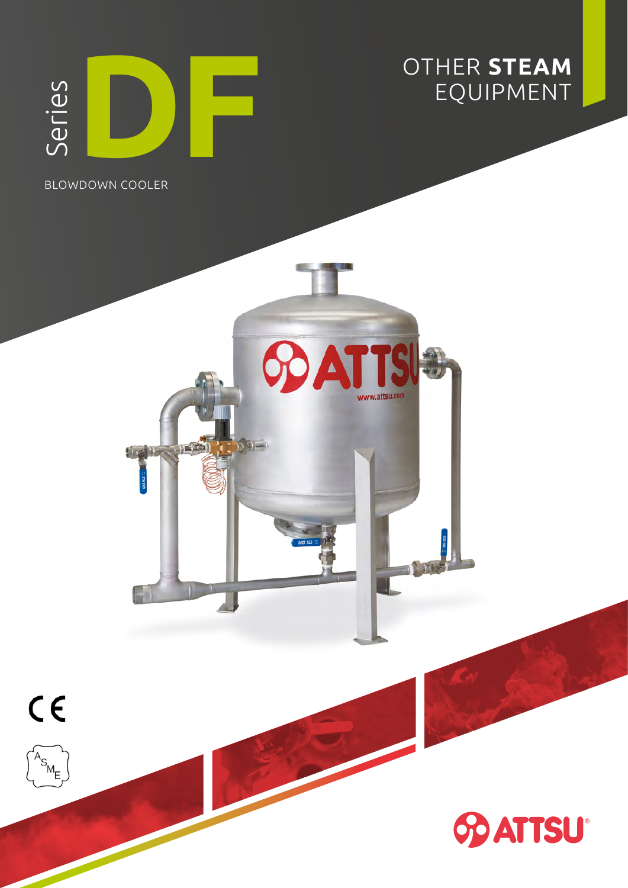# Series DF

BLOWDOWN COOLER

OTHER **STEAM** EQUIPMENT

ATTSU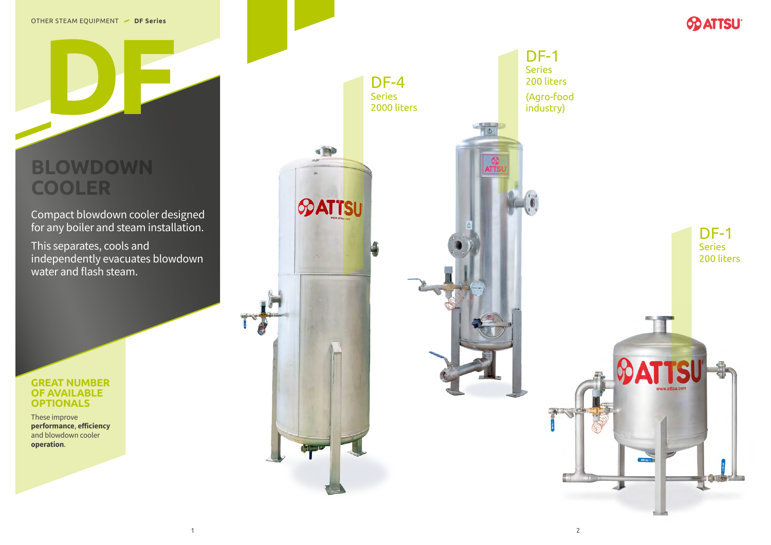OTHER STEAM EQUIPMENT — **DF Series**

# DF

## BLOWDOWN COOLER

Compact blowdown cooler designed for any boiler and steam installation.

This separates, cools and independently evacuates blowdown water and flash steam.

### GREAT NUMBER OF AVAILABLE OPTIONALS

These improve **performance**, **efficiency** and blowdown cooler **operation**.

**DF-4**
Series
2000 liters

**DF-1**
Series
200 liters
(Agro-food industry)

**DF-1**
Series
200 liters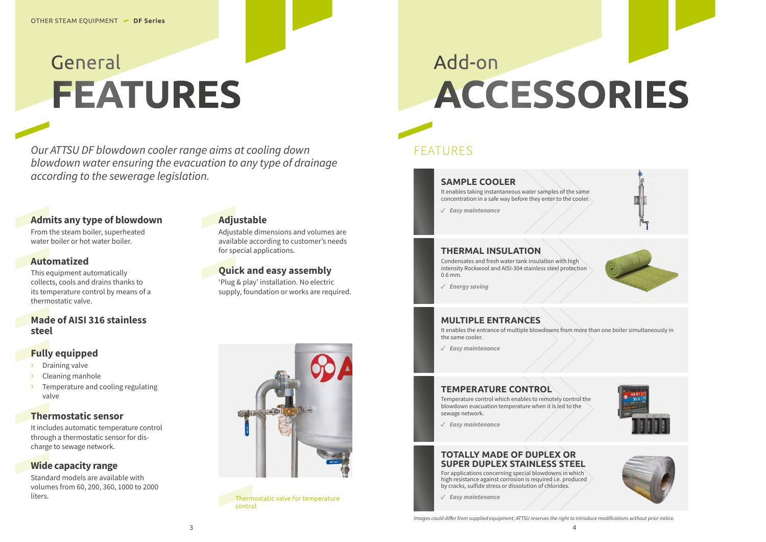# General FEATURES

*Our ATTSU DF blowdown cooler range aims at cooling down blowdown water ensuring the evacuation to any type of drainage according to the sewerage legislation.*

### Admits any type of blowdown

From the steam boiler, superheated water boiler or hot water boiler.

### Automatized

This equipment automatically collects, cools and drains thanks to its temperature control by means of a thermostatic valve.

### Made of AISI 316 stainless steel

### Fully equipped

- Draining valve
- Cleaning manhole
- Temperature and cooling regulating valve

### Thermostatic sensor

It includes automatic temperature control through a thermostatic sensor for discharge to sewage network.

### Wide capacity range

Standard models are available with volumes from 60, 200, 360, 1000 to 2000 liters.

### Adjustable

Adjustable dimensions and volumes are available according to customer's needs for special applications.

### Quick and easy assembly

'Plug & play' installation. No electric supply, foundation or works are required.

Thermostatic valve for temperature control

# Add-on ACCESSORIES

## FEATURES

### SAMPLE COOLER

It enables taking instantaneous water samples of the same concentration in a safe way before they enter to the cooler.

✓ *Easy maintenance*

### THERMAL INSULATION

Condensates and fresh water tank insulation with high intensity Rockwool and AISI-304 stainless steel protection 0.6 mm.

✓ *Energy saving*

### MULTIPLE ENTRANCES

It enables the entrance of multiple blowdowns from more than one boiler simultaneously in the same cooler.

✓ *Easy maintenance*

### TEMPERATURE CONTROL

Temperature control which enables to remotely control the blowdown evacuation temperature when it is led to the sewage network.

✓ *Easy maintenance*

### TOTALLY MADE OF DUPLEX OR SUPER DUPLEX STAINLESS STEEL

For applications concerning special blowdowns in which high resistance against corrosion is required i.e. produced by cracks, sulfide stress or dissolution of chlorides.

✓ *Easy maintenance*

*Images could differ from supplied equipment; ATTSU reserves the right to introduce modifications without prior notice.*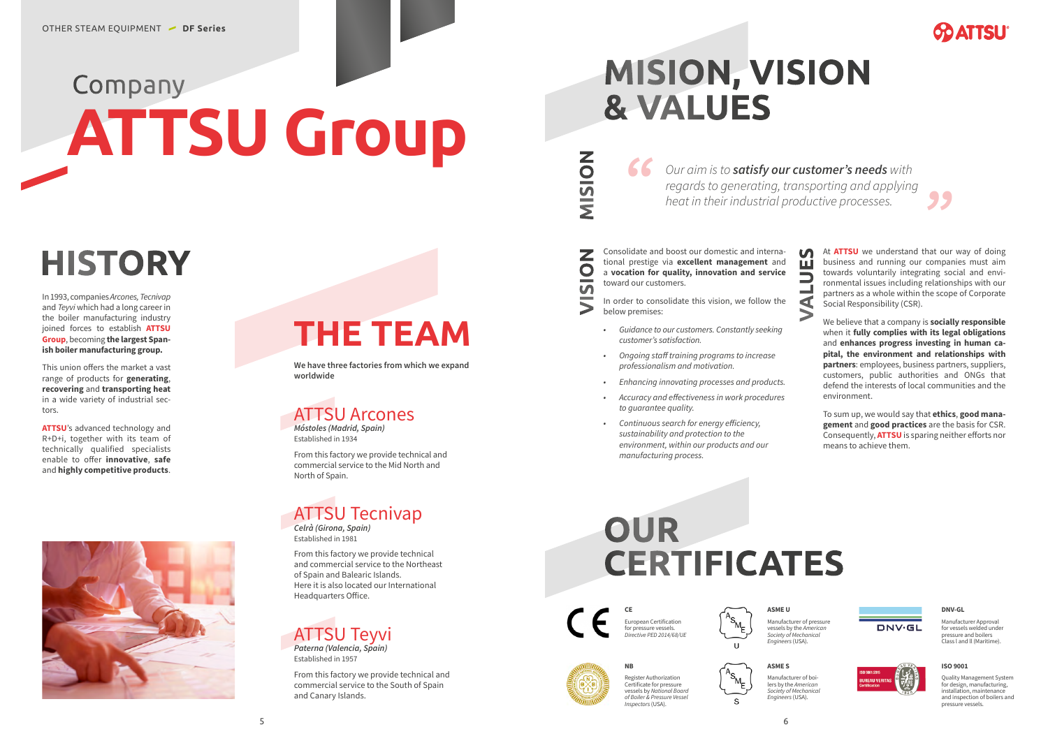# Company ATTSU Group

## HISTORY

In 1993, companies *Arcones*, *Tecnivap* and *Teyvi* which had a long career in the boiler manufacturing industry joined forces to establish **ATTSU Group**, becoming **the largest Spanish boiler manufacturing group.**

This union offers the market a vast range of products for **generating**, **recovering** and **transporting heat** in a wide variety of industrial sectors.

**ATTSU**'s advanced technology and R+D+i, together with its team of technically qualified specialists enable to offer **innovative**, **safe** and **highly competitive products**.

## THE TEAM

**We have three factories from which we expand worldwide**

### ATTSU Arcones

***Móstoles (Madrid, Spain)***
Established in 1934

From this factory we provide technical and commercial service to the Mid North and North of Spain.

### ATTSU Tecnivap

***Celrà (Girona, Spain)***
Established in 1981

From this factory we provide technical and commercial service to the Northeast of Spain and Balearic Islands.
Here it is also located our International Headquarters Office.

### ATTSU Teyvi

***Paterna (Valencia, Spain)***
Established in 1957

From this factory we provide technical and commercial service to the South of Spain and Canary Islands.

# MISION, VISION & VALUES

## MISION

*"Our aim is to **satisfy our customer's needs** with regards to generating, transporting and applying heat in their industrial productive processes."*

## VISION

Consolidate and boost our domestic and international prestige via **excellent management** and a **vocation for quality, innovation and service** toward our customers.

In order to consolidate this vision, we follow the below premises:

- *Guidance to our customers. Constantly seeking customer's satisfaction.*
- *Ongoing staff training programs to increase professionalism and motivation.*
- *Enhancing innovating processes and products.*
- *Accuracy and effectiveness in work procedures to guarantee quality.*
- *Continuous search for energy efficiency, sustainability and protection to the environment, within our products and our manufacturing process.*

## VALUES

At **ATTSU** we understand that our way of doing business and running our companies must aim towards voluntarily integrating social and environmental issues including relationships with our partners as a whole within the scope of Corporate Social Responsibility (CSR).

We believe that a company is **socially responsible** when it **fully complies with its legal obligations** and **enhances progress investing in human capital, the environment and relationships with partners**: employees, business partners, suppliers, customers, public authorities and ONGs that defend the interests of local communities and the environment.

To sum up, we would say that **ethics**, **good management** and **good practices** are the basis for CSR. Consequently, **ATTSU** is sparing neither efforts nor means to achieve them.

# OUR CERTIFICATES

**CE**
European Certification for pressure vessels.
*Directive PED 2014/68/UE*

**NB**
Register Authorization Certificate for pressure vessels by *National Board of Boiler & Pressure Vessel Inspectors* (USA).

**ASME U**
Manufacturer of pressure vessels by the *American Society of Mechanical Engineers* (USA).

**ASME S**
Manufacturer of boilers by the *American Society of Mechanical Engineers* (USA).

**DNV-GL**
Manufacturer Approval for vessels welded under pressure and boilers Class I and II (Maritime).

**ISO 9001**
Quality Management System for design, manufacturing, installation, maintenance and inspection of boilers and pressure vessels.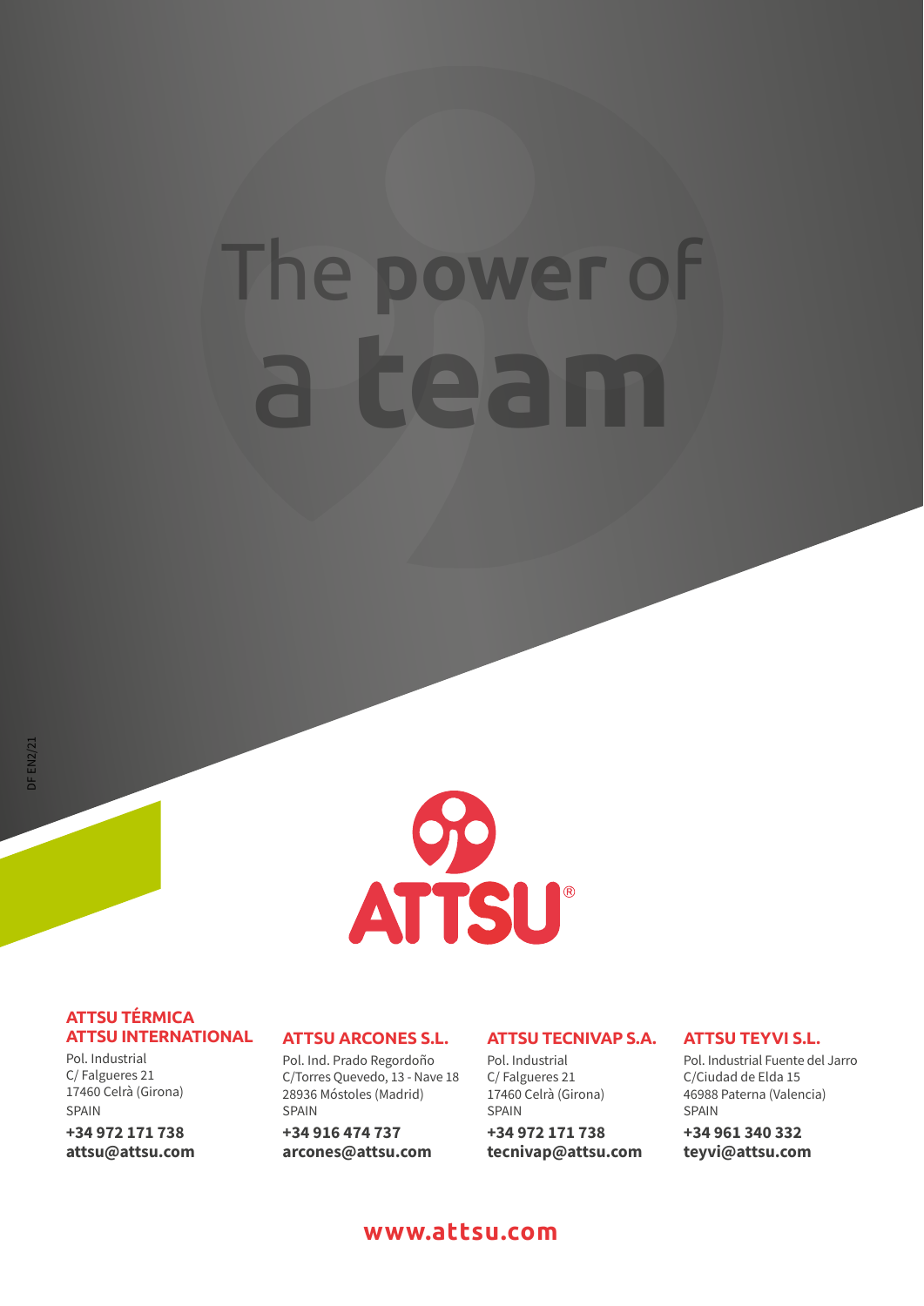The **power** of
**a team**

DF EN2/21

**ATTSU®**

### ATTSU TÉRMICA
### ATTSU INTERNATIONAL

Pol. Industrial
C/ Falgueres 21
17460 Celrà (Girona)
SPAIN

**+34 972 171 738**
**attsu@attsu.com**

### ATTSU ARCONES S.L.

Pol. Ind. Prado Regordoño
C/Torres Quevedo, 13 - Nave 18
28936 Móstoles (Madrid)
SPAIN

**+34 916 474 737**
**arcones@attsu.com**

### ATTSU TECNIVAP S.A.

Pol. Industrial
C/ Falgueres 21
17460 Celrà (Girona)
SPAIN

**+34 972 171 738**
**tecnivap@attsu.com**

### ATTSU TEYVI S.L.

Pol. Industrial Fuente del Jarro
C/Ciudad de Elda 15
46988 Paterna (Valencia)
SPAIN

**+34 961 340 332**
**teyvi@attsu.com**

**www.attsu.com**